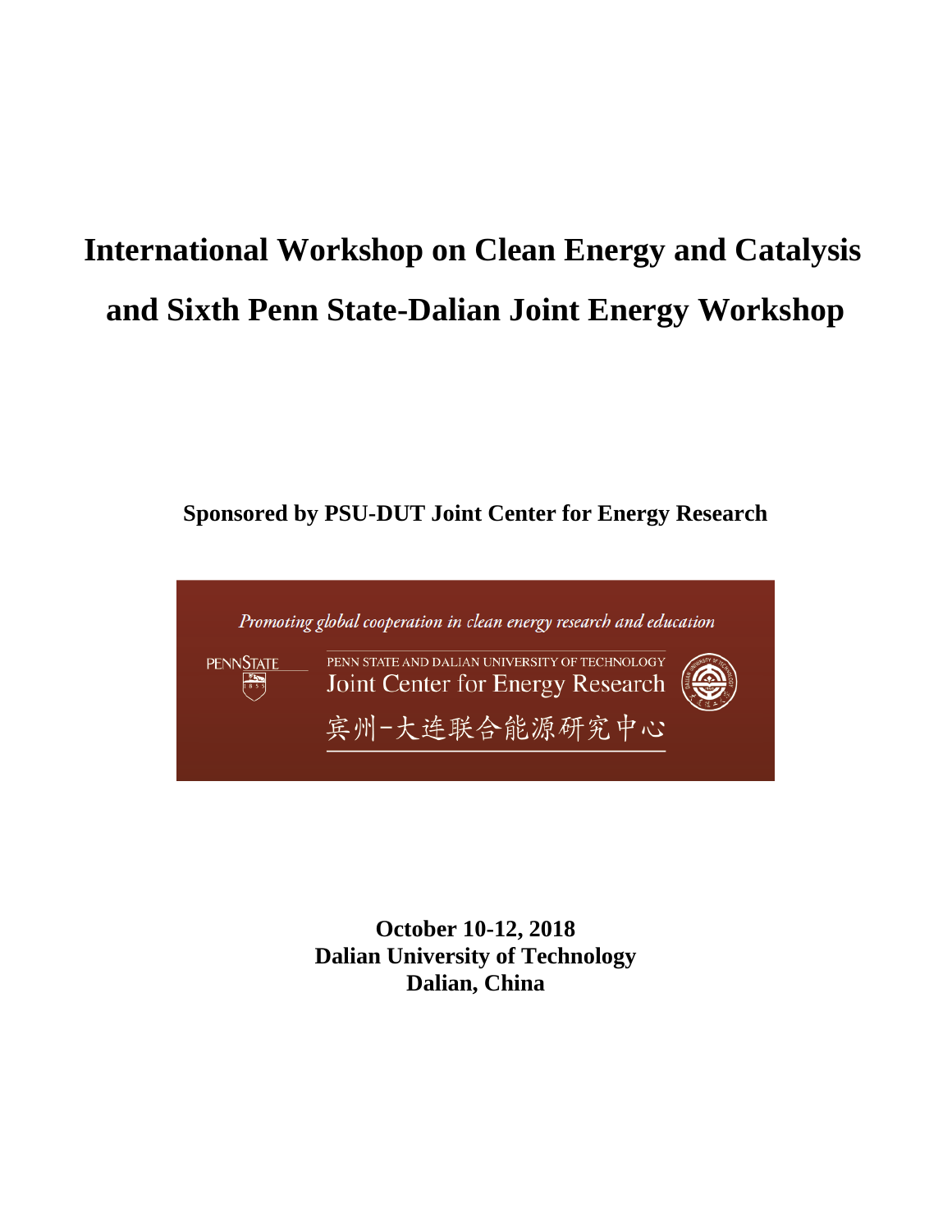# International Workshop on Clean Energy and Catalysis and Sixth Penn State-Dalian Joint Energy Workshop

**Sponsored by PSU-DUT Joint Center for Energy Research**

*Promoting global cooperation in clean energy research and education*

PENNSTATE

PENN STATE AND DALIAN UNIVERSITY OF TECHNOLOGY
Joint Center for Energy Research
宾州-大连联合能源研究中心

**October 10-12, 2018**
**Dalian University of Technology**
**Dalian, China**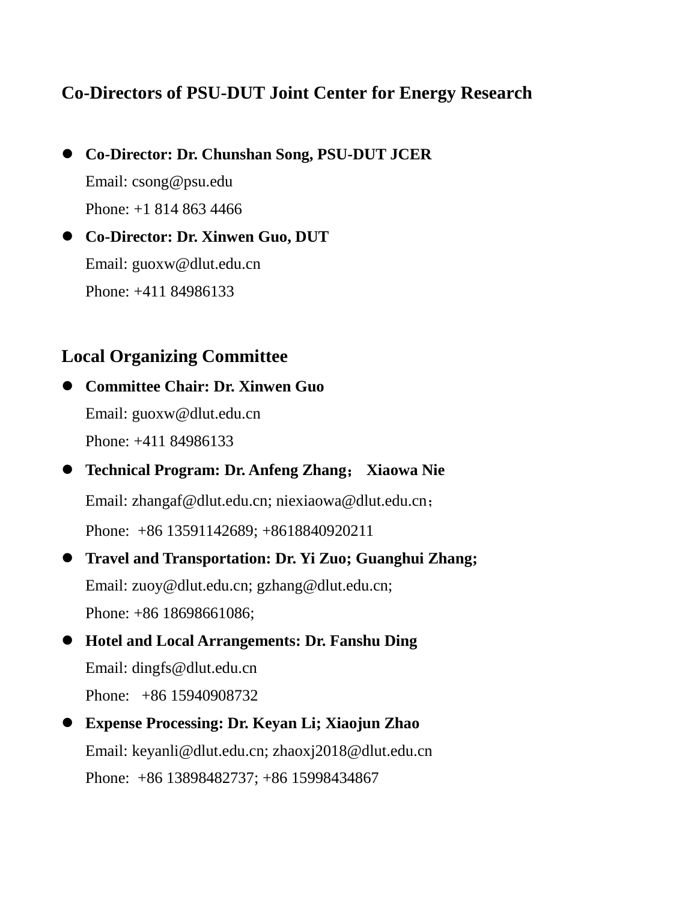## Co-Directors of PSU-DUT Joint Center for Energy Research

- **Co-Director: Dr. Chunshan Song, PSU-DUT JCER**
  Email: csong@psu.edu
  Phone: +1 814 863 4466
- **Co-Director: Dr. Xinwen Guo, DUT**
  Email: guoxw@dlut.edu.cn
  Phone: +411 84986133

## Local Organizing Committee

- **Committee Chair: Dr. Xinwen Guo**
  Email: guoxw@dlut.edu.cn
  Phone: +411 84986133
- **Technical Program: Dr. Anfeng Zhang； Xiaowa Nie**
  Email: zhangaf@dlut.edu.cn; niexiaowa@dlut.edu.cn；
  Phone: +86 13591142689; +8618840920211
- **Travel and Transportation: Dr. Yi Zuo; Guanghui Zhang;**
  Email: zuoy@dlut.edu.cn; gzhang@dlut.edu.cn;
  Phone: +86 18698661086;
- **Hotel and Local Arrangements: Dr. Fanshu Ding**
  Email: dingfs@dlut.edu.cn
  Phone: +86 15940908732
- **Expense Processing: Dr. Keyan Li; Xiaojun Zhao**
  Email: keyanli@dlut.edu.cn; zhaoxj2018@dlut.edu.cn
  Phone: +86 13898482737; +86 15998434867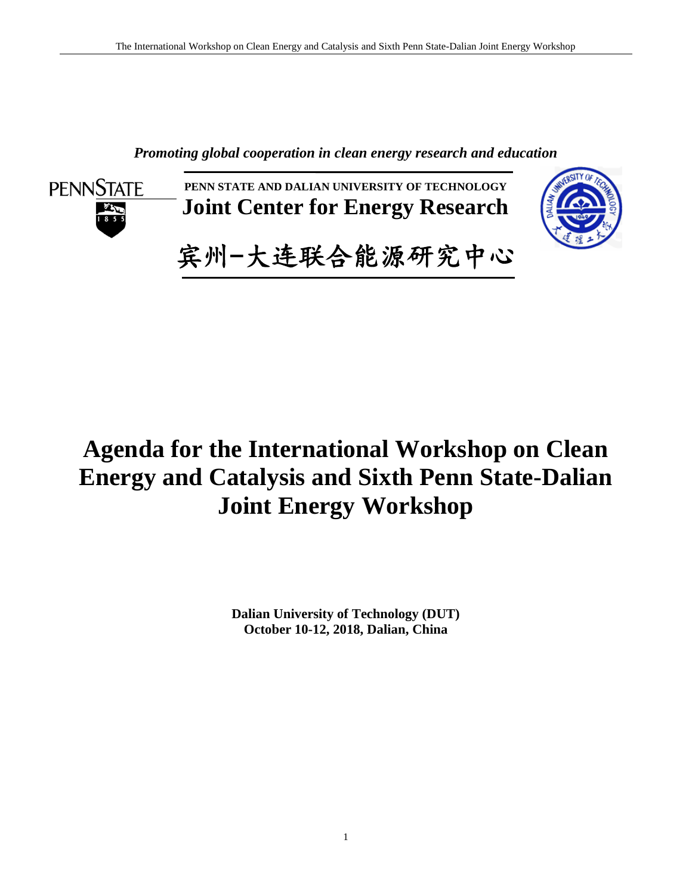*Promoting global cooperation in clean energy research and education*

**PENN STATE AND DALIAN UNIVERSITY OF TECHNOLOGY**

**Joint Center for Energy Research**

宾州-大连联合能源研究中心

# Agenda for the International Workshop on Clean Energy and Catalysis and Sixth Penn State-Dalian Joint Energy Workshop

**Dalian University of Technology (DUT)**
**October 10-12, 2018, Dalian, China**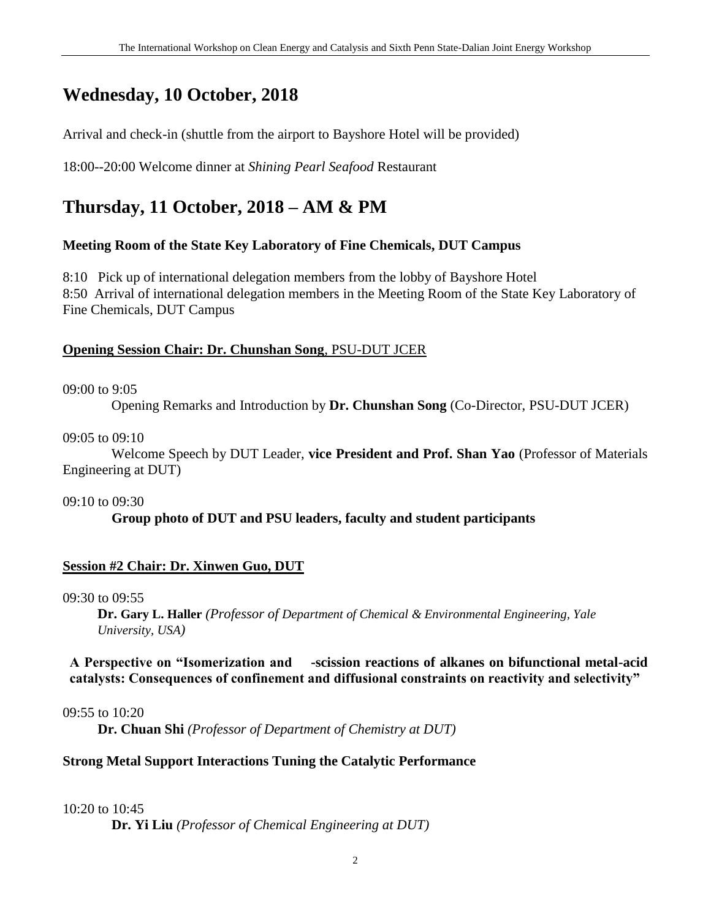## Wednesday, 10 October, 2018

Arrival and check-in (shuttle from the airport to Bayshore Hotel will be provided)

18:00--20:00 Welcome dinner at *Shining Pearl Seafood* Restaurant

## Thursday, 11 October, 2018 – AM & PM

**Meeting Room of the State Key Laboratory of Fine Chemicals, DUT Campus**

8:10 Pick up of international delegation members from the lobby of Bayshore Hotel
8:50 Arrival of international delegation members in the Meeting Room of the State Key Laboratory of Fine Chemicals, DUT Campus

**Opening Session Chair: Dr. Chunshan Song**, PSU-DUT JCER

09:00 to 9:05

Opening Remarks and Introduction by **Dr. Chunshan Song** (Co-Director, PSU-DUT JCER)

09:05 to 09:10

Welcome Speech by DUT Leader, **vice President and Prof. Shan Yao** (Professor of Materials Engineering at DUT)

09:10 to 09:30

**Group photo of DUT and PSU leaders, faculty and student participants**

**Session #2 Chair: Dr. Xinwen Guo, DUT**

09:30 to 09:55

**Dr. Gary L. Haller** *(Professor of Department of Chemical & Environmental Engineering, Yale University, USA)*

**A Perspective on "Isomerization and -scission reactions of alkanes on bifunctional metal-acid catalysts: Consequences of confinement and diffusional constraints on reactivity and selectivity"**

09:55 to 10:20

**Dr. Chuan Shi** *(Professor of Department of Chemistry at DUT)*

**Strong Metal Support Interactions Tuning the Catalytic Performance**

10:20 to 10:45

**Dr. Yi Liu** *(Professor of Chemical Engineering at DUT)*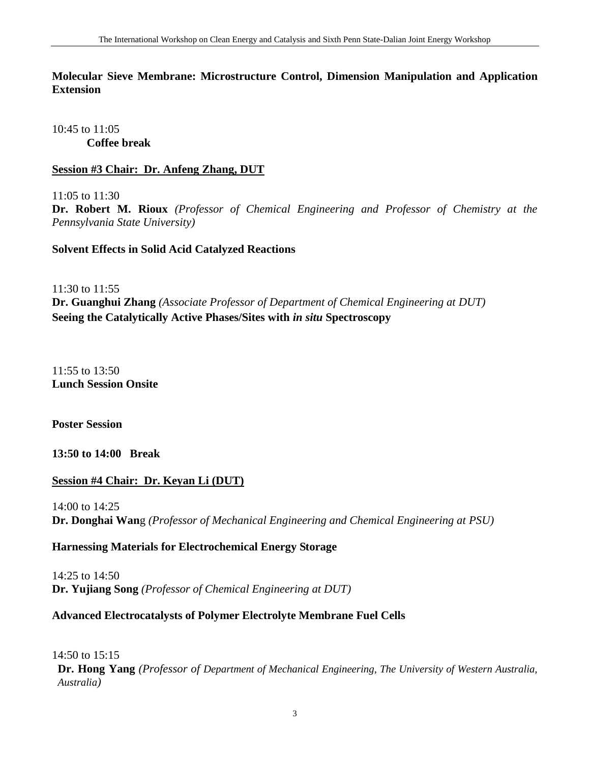**Molecular Sieve Membrane: Microstructure Control, Dimension Manipulation and Application Extension**

10:45 to 11:05

**Coffee break**

**Session #3 Chair: Dr. Anfeng Zhang, DUT**

11:05 to 11:30

**Dr. Robert M. Rioux** *(Professor of Chemical Engineering and Professor of Chemistry at the Pennsylvania State University)*

**Solvent Effects in Solid Acid Catalyzed Reactions**

11:30 to 11:55

**Dr. Guanghui Zhang** *(Associate Professor of Department of Chemical Engineering at DUT)*

**Seeing the Catalytically Active Phases/Sites with *in situ* Spectroscopy**

11:55 to 13:50

**Lunch Session Onsite**

**Poster Session**

**13:50 to 14:00 Break**

**Session #4 Chair: Dr. Keyan Li (DUT)**

14:00 to 14:25

**Dr. Donghai Wan**g *(Professor of Mechanical Engineering and Chemical Engineering at PSU)*

**Harnessing Materials for Electrochemical Energy Storage**

14:25 to 14:50

**Dr. Yujiang Song** *(Professor of Chemical Engineering at DUT)*

**Advanced Electrocatalysts of Polymer Electrolyte Membrane Fuel Cells**

14:50 to 15:15

**Dr. Hong Yang** *(Professor of Department of Mechanical Engineering, The University of Western Australia, Australia)*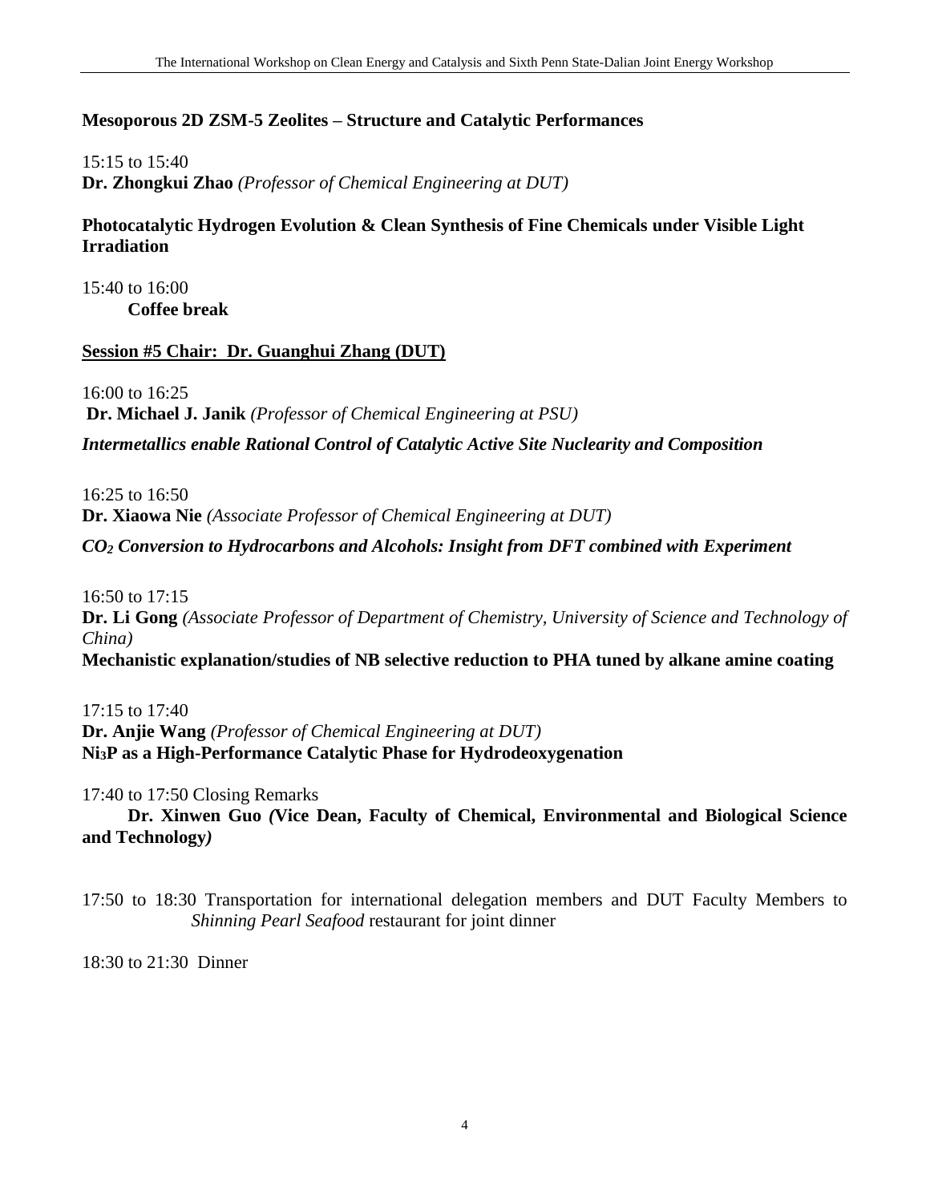**Mesoporous 2D ZSM-5 Zeolites – Structure and Catalytic Performances**

15:15 to 15:40
**Dr. Zhongkui Zhao** *(Professor of Chemical Engineering at DUT)*

**Photocatalytic Hydrogen Evolution & Clean Synthesis of Fine Chemicals under Visible Light Irradiation**

15:40 to 16:00
**Coffee break**

**Session #5 Chair: Dr. Guanghui Zhang (DUT)**

16:00 to 16:25
**Dr. Michael J. Janik** *(Professor of Chemical Engineering at PSU)*

***Intermetallics enable Rational Control of Catalytic Active Site Nuclearity and Composition***

16:25 to 16:50
**Dr. Xiaowa Nie** *(Associate Professor of Chemical Engineering at DUT)*

***$CO_2$ Conversion to Hydrocarbons and Alcohols: Insight from DFT combined with Experiment***

16:50 to 17:15
**Dr. Li Gong** *(Associate Professor of Department of Chemistry, University of Science and Technology of China)*
**Mechanistic explanation/studies of NB selective reduction to PHA tuned by alkane amine coating**

17:15 to 17:40
**Dr. Anjie Wang** *(Professor of Chemical Engineering at DUT)*
**$Ni_3P$ as a High-Performance Catalytic Phase for Hydrodeoxygenation**

17:40 to 17:50 Closing Remarks
**Dr. Xinwen Guo *(*Vice Dean, Faculty of Chemical, Environmental and Biological Science and Technology*)***

17:50 to 18:30 Transportation for international delegation members and DUT Faculty Members to *Shinning Pearl Seafood* restaurant for joint dinner

18:30 to 21:30 Dinner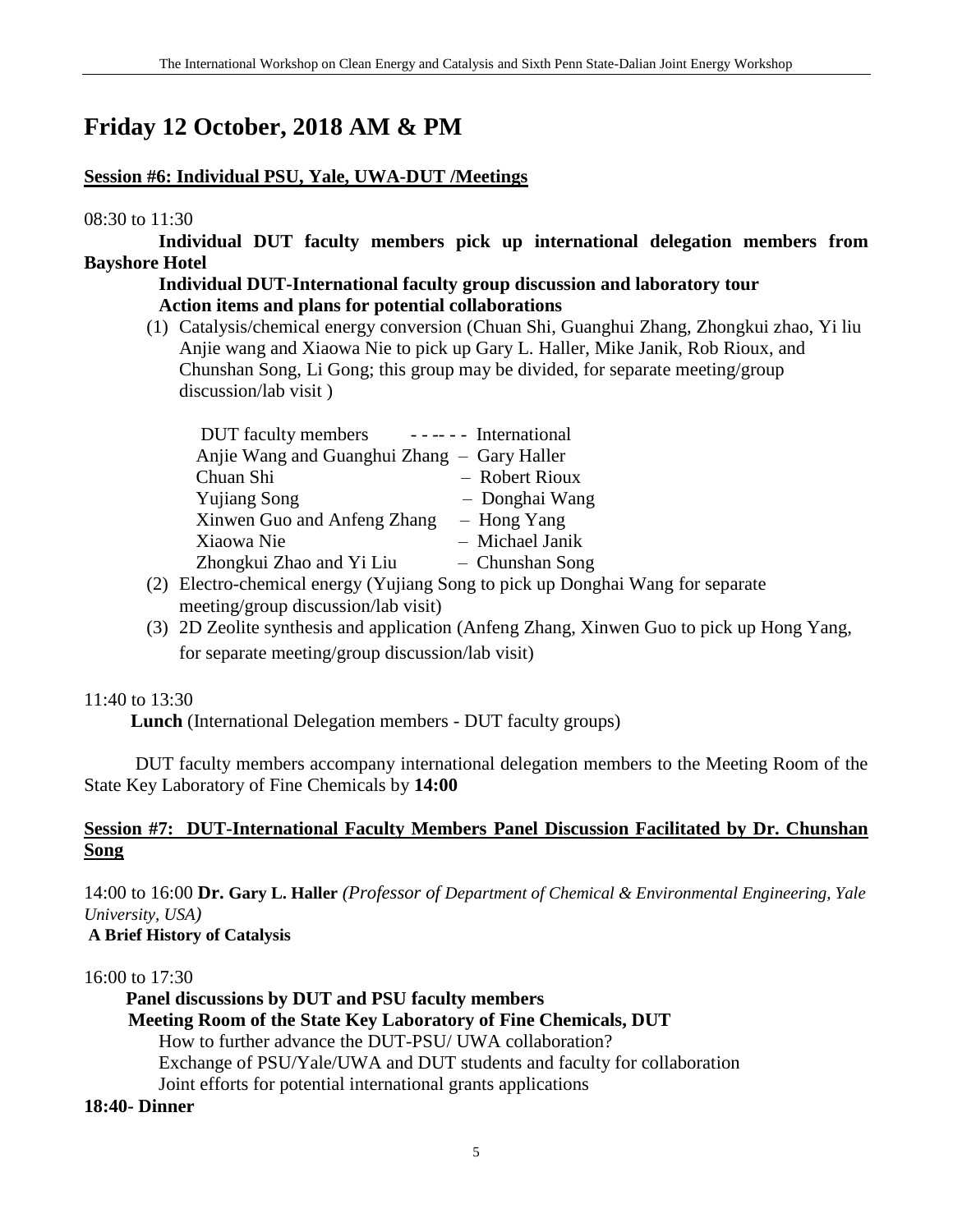# Friday 12 October, 2018 AM & PM

**Session #6: Individual PSU, Yale, UWA-DUT /Meetings**

08:30 to 11:30

**Individual DUT faculty members pick up international delegation members from Bayshore Hotel**

**Individual DUT-International faculty group discussion and laboratory tour**

**Action items and plans for potential collaborations**

(1) Catalysis/chemical energy conversion (Chuan Shi, Guanghui Zhang, Zhongkui zhao, Yi liu Anjie wang and Xiaowa Nie to pick up Gary L. Haller, Mike Janik, Rob Rioux, and Chunshan Song, Li Gong; this group may be divided, for separate meeting/group discussion/lab visit )

| DUT faculty members | - - -- - - International |
| --- | --- |
| Anjie Wang and Guanghui Zhang | – Gary Haller |
| Chuan Shi | – Robert Rioux |
| Yujiang Song | – Donghai Wang |
| Xinwen Guo and Anfeng Zhang | – Hong Yang |
| Xiaowa Nie | – Michael Janik |
| Zhongkui Zhao and Yi Liu | – Chunshan Song |

(2) Electro-chemical energy (Yujiang Song to pick up Donghai Wang for separate meeting/group discussion/lab visit)

(3) 2D Zeolite synthesis and application (Anfeng Zhang, Xinwen Guo to pick up Hong Yang, for separate meeting/group discussion/lab visit)

11:40 to 13:30

**Lunch** (International Delegation members - DUT faculty groups)

DUT faculty members accompany international delegation members to the Meeting Room of the State Key Laboratory of Fine Chemicals by **14:00**

**Session #7: DUT-International Faculty Members Panel Discussion Facilitated by Dr. Chunshan Song**

14:00 to 16:00 **Dr. Gary L. Haller** *(Professor of Department of Chemical & Environmental Engineering, Yale University, USA)*

**A Brief History of Catalysis**

16:00 to 17:30

**Panel discussions by DUT and PSU faculty members**

**Meeting Room of the State Key Laboratory of Fine Chemicals, DUT**

How to further advance the DUT-PSU/ UWA collaboration?

Exchange of PSU/Yale/UWA and DUT students and faculty for collaboration

Joint efforts for potential international grants applications

**18:40- Dinner**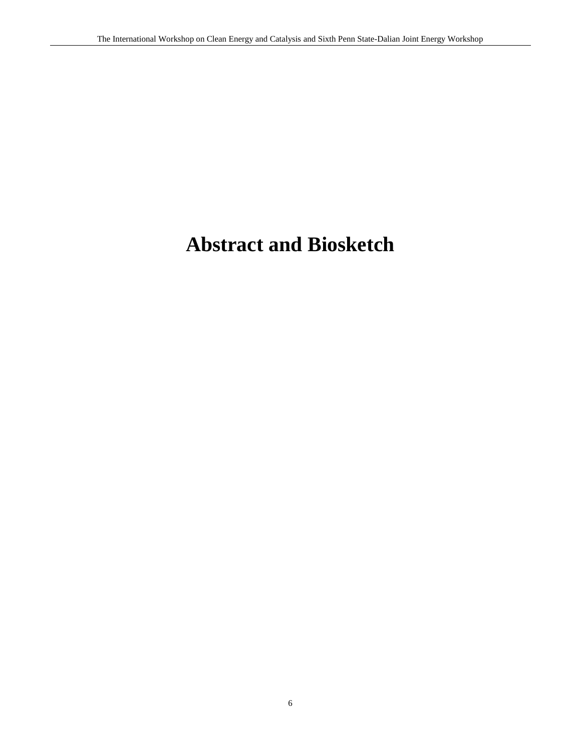# Abstract and Biosketch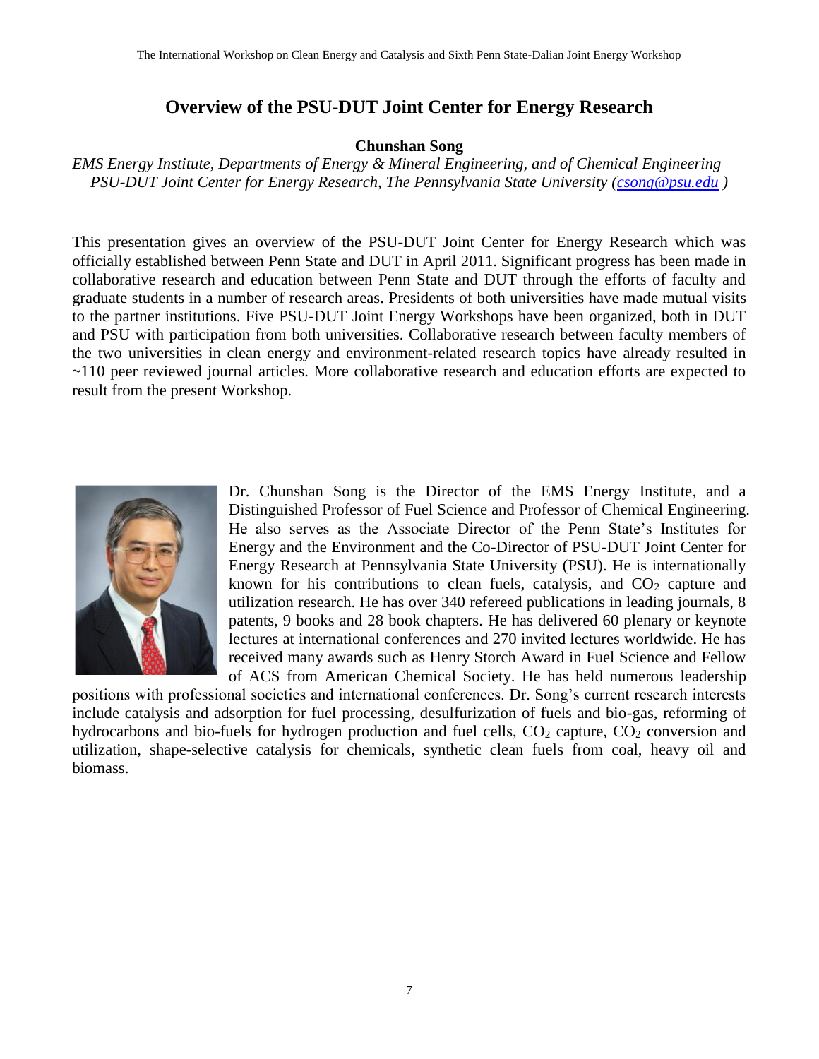# Overview of the PSU-DUT Joint Center for Energy Research

**Chunshan Song**

*EMS Energy Institute, Departments of Energy & Mineral Engineering, and of Chemical Engineering*
*PSU-DUT Joint Center for Energy Research, The Pennsylvania State University (csong@psu.edu )*

This presentation gives an overview of the PSU-DUT Joint Center for Energy Research which was officially established between Penn State and DUT in April 2011. Significant progress has been made in collaborative research and education between Penn State and DUT through the efforts of faculty and graduate students in a number of research areas. Presidents of both universities have made mutual visits to the partner institutions. Five PSU-DUT Joint Energy Workshops have been organized, both in DUT and PSU with participation from both universities. Collaborative research between faculty members of the two universities in clean energy and environment-related research topics have already resulted in ~110 peer reviewed journal articles. More collaborative research and education efforts are expected to result from the present Workshop.

Dr. Chunshan Song is the Director of the EMS Energy Institute, and a Distinguished Professor of Fuel Science and Professor of Chemical Engineering. He also serves as the Associate Director of the Penn State's Institutes for Energy and the Environment and the Co-Director of PSU-DUT Joint Center for Energy Research at Pennsylvania State University (PSU). He is internationally known for his contributions to clean fuels, catalysis, and $CO_2$ capture and utilization research. He has over 340 refereed publications in leading journals, 8 patents, 9 books and 28 book chapters. He has delivered 60 plenary or keynote lectures at international conferences and 270 invited lectures worldwide. He has received many awards such as Henry Storch Award in Fuel Science and Fellow of ACS from American Chemical Society. He has held numerous leadership positions with professional societies and international conferences. Dr. Song's current research interests include catalysis and adsorption for fuel processing, desulfurization of fuels and bio-gas, reforming of hydrocarbons and bio-fuels for hydrogen production and fuel cells, $CO_2$ capture, $CO_2$ conversion and utilization, shape-selective catalysis for chemicals, synthetic clean fuels from coal, heavy oil and biomass.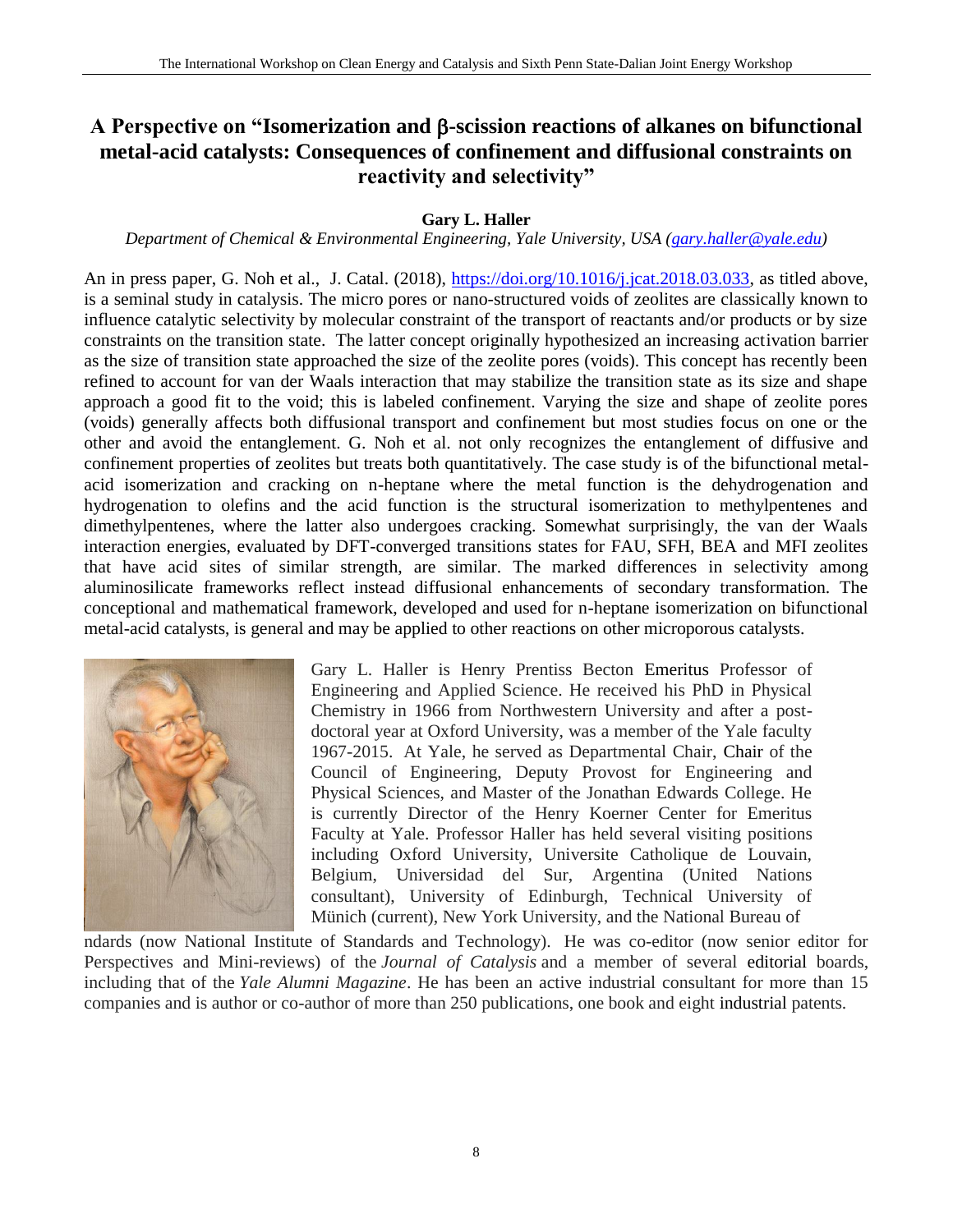# A Perspective on "Isomerization and β-scission reactions of alkanes on bifunctional metal-acid catalysts: Consequences of confinement and diffusional constraints on reactivity and selectivity"

**Gary L. Haller**

*Department of Chemical & Environmental Engineering, Yale University, USA (gary.haller@yale.edu)*

An in press paper, G. Noh et al., J. Catal. (2018), https://doi.org/10.1016/j.jcat.2018.03.033, as titled above, is a seminal study in catalysis. The micro pores or nano-structured voids of zeolites are classically known to influence catalytic selectivity by molecular constraint of the transport of reactants and/or products or by size constraints on the transition state. The latter concept originally hypothesized an increasing activation barrier as the size of transition state approached the size of the zeolite pores (voids). This concept has recently been refined to account for van der Waals interaction that may stabilize the transition state as its size and shape approach a good fit to the void; this is labeled confinement. Varying the size and shape of zeolite pores (voids) generally affects both diffusional transport and confinement but most studies focus on one or the other and avoid the entanglement. G. Noh et al. not only recognizes the entanglement of diffusive and confinement properties of zeolites but treats both quantitatively. The case study is of the bifunctional metal-acid isomerization and cracking on n-heptane where the metal function is the dehydrogenation and hydrogenation to olefins and the acid function is the structural isomerization to methylpentenes and dimethylpentenes, where the latter also undergoes cracking. Somewhat surprisingly, the van der Waals interaction energies, evaluated by DFT-converged transitions states for FAU, SFH, BEA and MFI zeolites that have acid sites of similar strength, are similar. The marked differences in selectivity among aluminosilicate frameworks reflect instead diffusional enhancements of secondary transformation. The conceptional and mathematical framework, developed and used for n-heptane isomerization on bifunctional metal-acid catalysts, is general and may be applied to other reactions on other microporous catalysts.

Gary L. Haller is Henry Prentiss Becton Emeritus Professor of Engineering and Applied Science. He received his PhD in Physical Chemistry in 1966 from Northwestern University and after a post-doctoral year at Oxford University, was a member of the Yale faculty 1967-2015. At Yale, he served as Departmental Chair, Chair of the Council of Engineering, Deputy Provost for Engineering and Physical Sciences, and Master of the Jonathan Edwards College. He is currently Director of the Henry Koerner Center for Emeritus Faculty at Yale. Professor Haller has held several visiting positions including Oxford University, Universite Catholique de Louvain, Belgium, Universidad del Sur, Argentina (United Nations consultant), University of Edinburgh, Technical University of Münich (current), New York University, and the National Bureau of ndards (now National Institute of Standards and Technology). He was co-editor (now senior editor for Perspectives and Mini-reviews) of the *Journal of Catalysis* and a member of several editorial boards, including that of the *Yale Alumni Magazine*. He has been an active industrial consultant for more than 15 companies and is author or co-author of more than 250 publications, one book and eight industrial patents.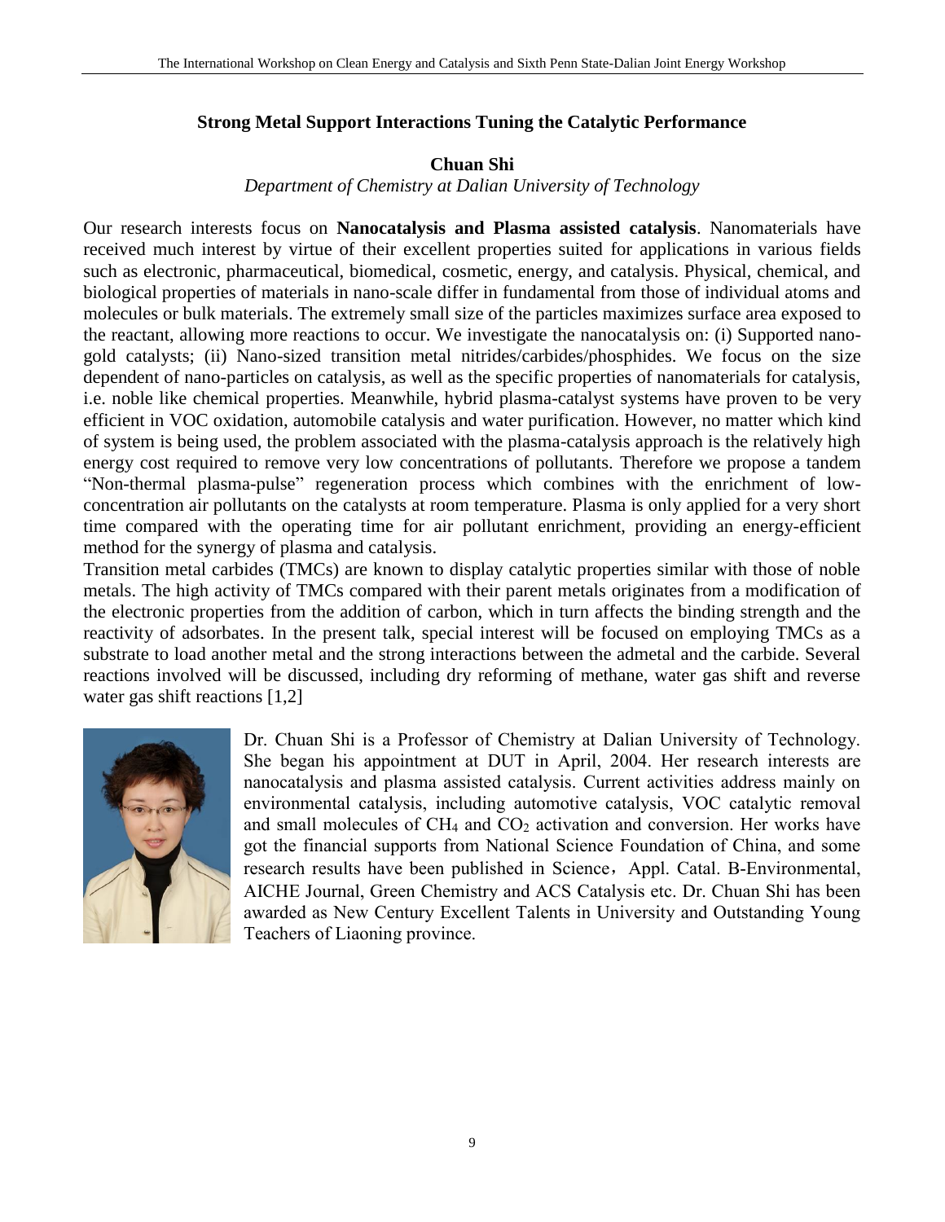## Strong Metal Support Interactions Tuning the Catalytic Performance

**Chuan Shi**

*Department of Chemistry at Dalian University of Technology*

Our research interests focus on **Nanocatalysis and Plasma assisted catalysis**. Nanomaterials have received much interest by virtue of their excellent properties suited for applications in various fields such as electronic, pharmaceutical, biomedical, cosmetic, energy, and catalysis. Physical, chemical, and biological properties of materials in nano-scale differ in fundamental from those of individual atoms and molecules or bulk materials. The extremely small size of the particles maximizes surface area exposed to the reactant, allowing more reactions to occur. We investigate the nanocatalysis on: (i) Supported nano-gold catalysts; (ii) Nano-sized transition metal nitrides/carbides/phosphides. We focus on the size dependent of nano-particles on catalysis, as well as the specific properties of nanomaterials for catalysis, i.e. noble like chemical properties. Meanwhile, hybrid plasma-catalyst systems have proven to be very efficient in VOC oxidation, automobile catalysis and water purification. However, no matter which kind of system is being used, the problem associated with the plasma-catalysis approach is the relatively high energy cost required to remove very low concentrations of pollutants. Therefore we propose a tandem "Non-thermal plasma-pulse" regeneration process which combines with the enrichment of low-concentration air pollutants on the catalysts at room temperature. Plasma is only applied for a very short time compared with the operating time for air pollutant enrichment, providing an energy-efficient method for the synergy of plasma and catalysis.

Transition metal carbides (TMCs) are known to display catalytic properties similar with those of noble metals. The high activity of TMCs compared with their parent metals originates from a modification of the electronic properties from the addition of carbon, which in turn affects the binding strength and the reactivity of adsorbates. In the present talk, special interest will be focused on employing TMCs as a substrate to load another metal and the strong interactions between the admetal and the carbide. Several reactions involved will be discussed, including dry reforming of methane, water gas shift and reverse water gas shift reactions [1,2]

Dr. Chuan Shi is a Professor of Chemistry at Dalian University of Technology. She began his appointment at DUT in April, 2004. Her research interests are nanocatalysis and plasma assisted catalysis. Current activities address mainly on environmental catalysis, including automotive catalysis, VOC catalytic removal and small molecules of $CH_4$ and $CO_2$ activation and conversion. Her works have got the financial supports from National Science Foundation of China, and some research results have been published in Science，Appl. Catal. B-Environmental, AICHE Journal, Green Chemistry and ACS Catalysis etc. Dr. Chuan Shi has been awarded as New Century Excellent Talents in University and Outstanding Young Teachers of Liaoning province.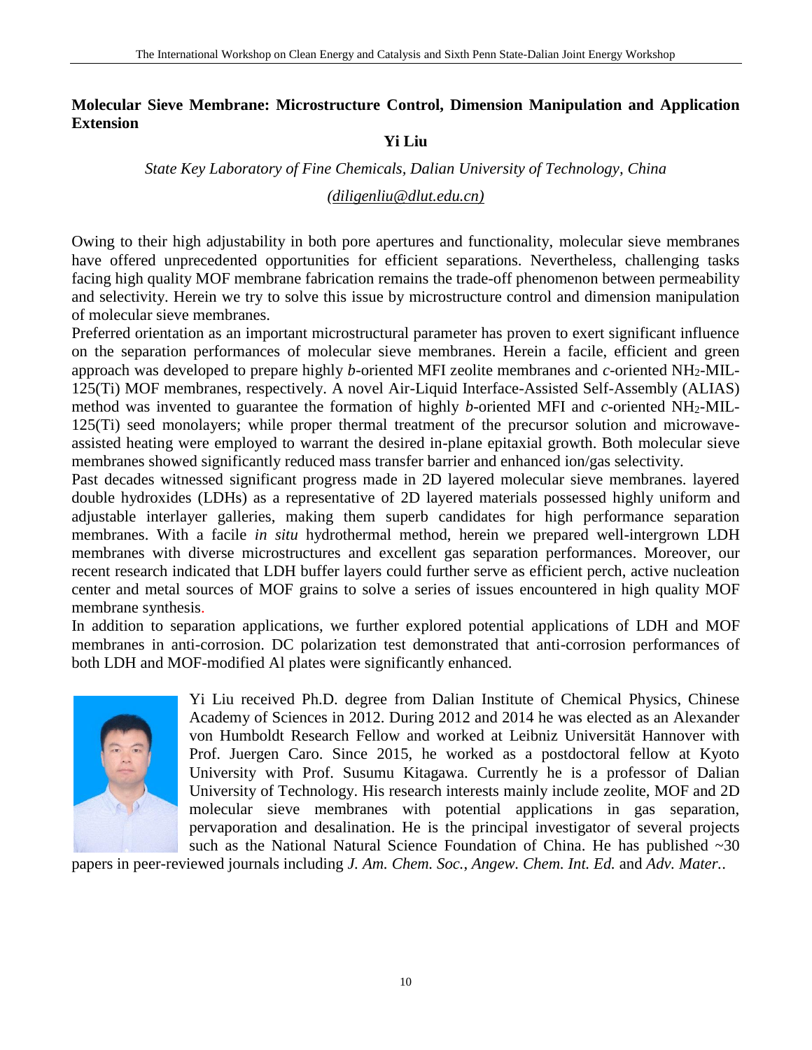## Molecular Sieve Membrane: Microstructure Control, Dimension Manipulation and Application Extension

**Yi Liu**

*State Key Laboratory of Fine Chemicals, Dalian University of Technology, China*

*(diligenliu@dlut.edu.cn)*

Owing to their high adjustability in both pore apertures and functionality, molecular sieve membranes have offered unprecedented opportunities for efficient separations. Nevertheless, challenging tasks facing high quality MOF membrane fabrication remains the trade-off phenomenon between permeability and selectivity. Herein we try to solve this issue by microstructure control and dimension manipulation of molecular sieve membranes.

Preferred orientation as an important microstructural parameter has proven to exert significant influence on the separation performances of molecular sieve membranes. Herein a facile, efficient and green approach was developed to prepare highly *b*-oriented MFI zeolite membranes and *c*-oriented $NH_2$-MIL-125(Ti) MOF membranes, respectively. A novel Air-Liquid Interface-Assisted Self-Assembly (ALIAS) method was invented to guarantee the formation of highly *b*-oriented MFI and *c*-oriented $NH_2$-MIL-125(Ti) seed monolayers; while proper thermal treatment of the precursor solution and microwave-assisted heating were employed to warrant the desired in-plane epitaxial growth. Both molecular sieve membranes showed significantly reduced mass transfer barrier and enhanced ion/gas selectivity.

Past decades witnessed significant progress made in 2D layered molecular sieve membranes. layered double hydroxides (LDHs) as a representative of 2D layered materials possessed highly uniform and adjustable interlayer galleries, making them superb candidates for high performance separation membranes. With a facile *in situ* hydrothermal method, herein we prepared well-intergrown LDH membranes with diverse microstructures and excellent gas separation performances. Moreover, our recent research indicated that LDH buffer layers could further serve as efficient perch, active nucleation center and metal sources of MOF grains to solve a series of issues encountered in high quality MOF membrane synthesis.

In addition to separation applications, we further explored potential applications of LDH and MOF membranes in anti-corrosion. DC polarization test demonstrated that anti-corrosion performances of both LDH and MOF-modified Al plates were significantly enhanced.

Yi Liu received Ph.D. degree from Dalian Institute of Chemical Physics, Chinese Academy of Sciences in 2012. During 2012 and 2014 he was elected as an Alexander von Humboldt Research Fellow and worked at Leibniz Universität Hannover with Prof. Juergen Caro. Since 2015, he worked as a postdoctoral fellow at Kyoto University with Prof. Susumu Kitagawa. Currently he is a professor of Dalian University of Technology. His research interests mainly include zeolite, MOF and 2D molecular sieve membranes with potential applications in gas separation, pervaporation and desalination. He is the principal investigator of several projects such as the National Natural Science Foundation of China. He has published ~30 papers in peer-reviewed journals including *J. Am. Chem. Soc.*, *Angew. Chem. Int. Ed.* and *Adv. Mater.*.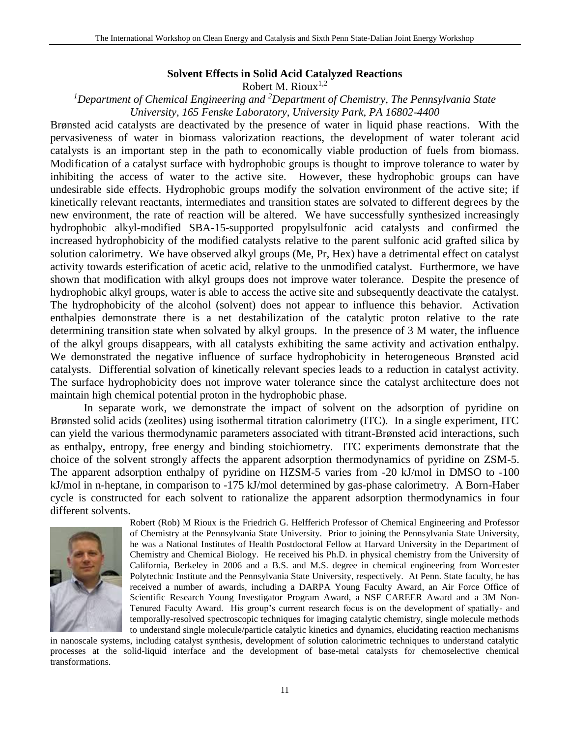## Solvent Effects in Solid Acid Catalyzed Reactions

Robert M. Rioux[1,2]

*[1]Department of Chemical Engineering and [2]Department of Chemistry, The Pennsylvania State University, 165 Fenske Laboratory, University Park, PA 16802-4400*

Brønsted acid catalysts are deactivated by the presence of water in liquid phase reactions. With the pervasiveness of water in biomass valorization reactions, the development of water tolerant acid catalysts is an important step in the path to economically viable production of fuels from biomass. Modification of a catalyst surface with hydrophobic groups is thought to improve tolerance to water by inhibiting the access of water to the active site. However, these hydrophobic groups can have undesirable side effects. Hydrophobic groups modify the solvation environment of the active site; if kinetically relevant reactants, intermediates and transition states are solvated to different degrees by the new environment, the rate of reaction will be altered. We have successfully synthesized increasingly hydrophobic alkyl-modified SBA-15-supported propylsulfonic acid catalysts and confirmed the increased hydrophobicity of the modified catalysts relative to the parent sulfonic acid grafted silica by solution calorimetry. We have observed alkyl groups (Me, Pr, Hex) have a detrimental effect on catalyst activity towards esterification of acetic acid, relative to the unmodified catalyst. Furthermore, we have shown that modification with alkyl groups does not improve water tolerance. Despite the presence of hydrophobic alkyl groups, water is able to access the active site and subsequently deactivate the catalyst. The hydrophobicity of the alcohol (solvent) does not appear to influence this behavior. Activation enthalpies demonstrate there is a net destabilization of the catalytic proton relative to the rate determining transition state when solvated by alkyl groups. In the presence of 3 M water, the influence of the alkyl groups disappears, with all catalysts exhibiting the same activity and activation enthalpy. We demonstrated the negative influence of surface hydrophobicity in heterogeneous Brønsted acid catalysts. Differential solvation of kinetically relevant species leads to a reduction in catalyst activity. The surface hydrophobicity does not improve water tolerance since the catalyst architecture does not maintain high chemical potential proton in the hydrophobic phase.

In separate work, we demonstrate the impact of solvent on the adsorption of pyridine on Brønsted solid acids (zeolites) using isothermal titration calorimetry (ITC). In a single experiment, ITC can yield the various thermodynamic parameters associated with titrant-Brønsted acid interactions, such as enthalpy, entropy, free energy and binding stoichiometry. ITC experiments demonstrate that the choice of the solvent strongly affects the apparent adsorption thermodynamics of pyridine on ZSM-5. The apparent adsorption enthalpy of pyridine on HZSM-5 varies from -20 kJ/mol in DMSO to -100 kJ/mol in n-heptane, in comparison to -175 kJ/mol determined by gas-phase calorimetry. A Born-Haber cycle is constructed for each solvent to rationalize the apparent adsorption thermodynamics in four different solvents.

Robert (Rob) M Rioux is the Friedrich G. Helfferich Professor of Chemical Engineering and Professor of Chemistry at the Pennsylvania State University. Prior to joining the Pennsylvania State University, he was a National Institutes of Health Postdoctoral Fellow at Harvard University in the Department of Chemistry and Chemical Biology. He received his Ph.D. in physical chemistry from the University of California, Berkeley in 2006 and a B.S. and M.S. degree in chemical engineering from Worcester Polytechnic Institute and the Pennsylvania State University, respectively. At Penn. State faculty, he has received a number of awards, including a DARPA Young Faculty Award, an Air Force Office of Scientific Research Young Investigator Program Award, a NSF CAREER Award and a 3M Non-Tenured Faculty Award. His group's current research focus is on the development of spatially- and temporally-resolved spectroscopic techniques for imaging catalytic chemistry, single molecule methods to understand single molecule/particle catalytic kinetics and dynamics, elucidating reaction mechanisms in nanoscale systems, including catalyst synthesis, development of solution calorimetric techniques to understand catalytic processes at the solid-liquid interface and the development of base-metal catalysts for chemoselective chemical transformations.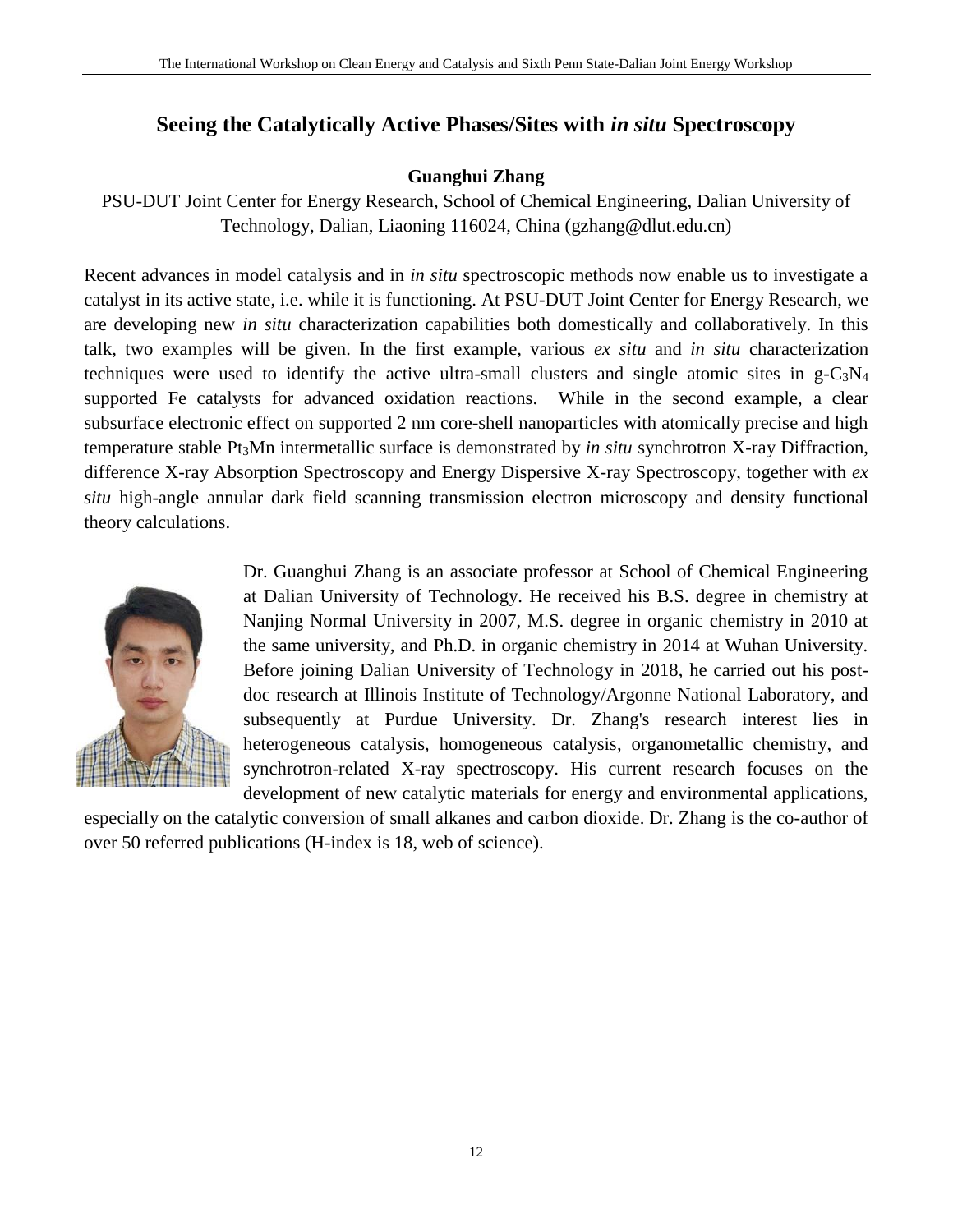# Seeing the Catalytically Active Phases/Sites with *in situ* Spectroscopy

**Guanghui Zhang**

PSU-DUT Joint Center for Energy Research, School of Chemical Engineering, Dalian University of Technology, Dalian, Liaoning 116024, China (gzhang@dlut.edu.cn)

Recent advances in model catalysis and in *in situ* spectroscopic methods now enable us to investigate a catalyst in its active state, i.e. while it is functioning. At PSU-DUT Joint Center for Energy Research, we are developing new *in situ* characterization capabilities both domestically and collaboratively. In this talk, two examples will be given. In the first example, various *ex situ* and *in situ* characterization techniques were used to identify the active ultra-small clusters and single atomic sites in g-$C_3N_4$ supported Fe catalysts for advanced oxidation reactions. While in the second example, a clear subsurface electronic effect on supported 2 nm core-shell nanoparticles with atomically precise and high temperature stable $Pt_3Mn$ intermetallic surface is demonstrated by *in situ* synchrotron X-ray Diffraction, difference X-ray Absorption Spectroscopy and Energy Dispersive X-ray Spectroscopy, together with *ex situ* high-angle annular dark field scanning transmission electron microscopy and density functional theory calculations.

Dr. Guanghui Zhang is an associate professor at School of Chemical Engineering at Dalian University of Technology. He received his B.S. degree in chemistry at Nanjing Normal University in 2007, M.S. degree in organic chemistry in 2010 at the same university, and Ph.D. in organic chemistry in 2014 at Wuhan University. Before joining Dalian University of Technology in 2018, he carried out his post-doc research at Illinois Institute of Technology/Argonne National Laboratory, and subsequently at Purdue University. Dr. Zhang's research interest lies in heterogeneous catalysis, homogeneous catalysis, organometallic chemistry, and synchrotron-related X-ray spectroscopy. His current research focuses on the development of new catalytic materials for energy and environmental applications, especially on the catalytic conversion of small alkanes and carbon dioxide. Dr. Zhang is the co-author of over 50 referred publications (H-index is 18, web of science).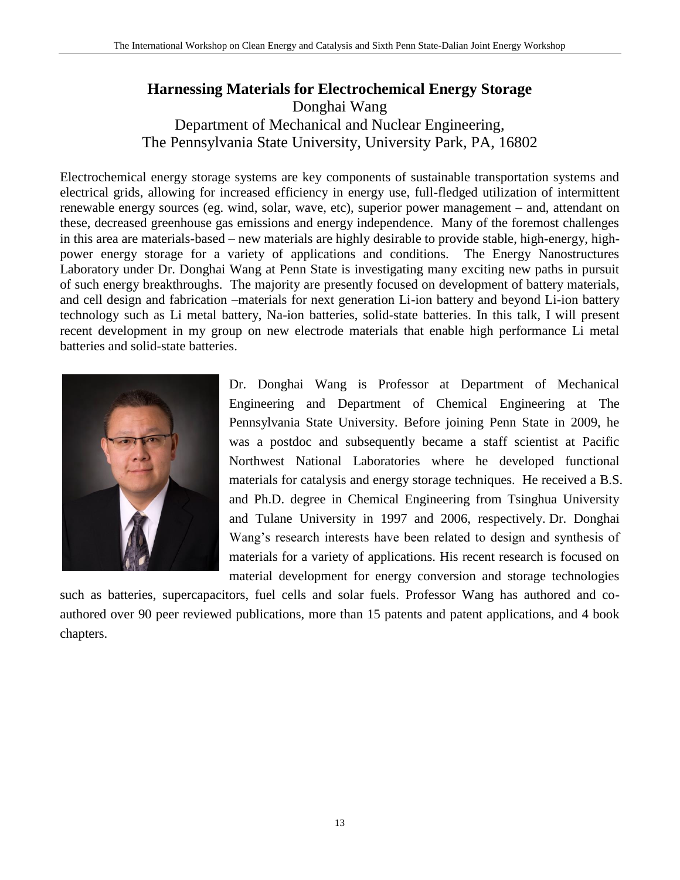## Harnessing Materials for Electrochemical Energy Storage

Donghai Wang

Department of Mechanical and Nuclear Engineering,
The Pennsylvania State University, University Park, PA, 16802

Electrochemical energy storage systems are key components of sustainable transportation systems and electrical grids, allowing for increased efficiency in energy use, full-fledged utilization of intermittent renewable energy sources (eg. wind, solar, wave, etc), superior power management – and, attendant on these, decreased greenhouse gas emissions and energy independence. Many of the foremost challenges in this area are materials-based – new materials are highly desirable to provide stable, high-energy, high-power energy storage for a variety of applications and conditions. The Energy Nanostructures Laboratory under Dr. Donghai Wang at Penn State is investigating many exciting new paths in pursuit of such energy breakthroughs. The majority are presently focused on development of battery materials, and cell design and fabrication –materials for next generation Li-ion battery and beyond Li-ion battery technology such as Li metal battery, Na-ion batteries, solid-state batteries. In this talk, I will present recent development in my group on new electrode materials that enable high performance Li metal batteries and solid-state batteries.

Dr. Donghai Wang is Professor at Department of Mechanical Engineering and Department of Chemical Engineering at The Pennsylvania State University. Before joining Penn State in 2009, he was a postdoc and subsequently became a staff scientist at Pacific Northwest National Laboratories where he developed functional materials for catalysis and energy storage techniques. He received a B.S. and Ph.D. degree in Chemical Engineering from Tsinghua University and Tulane University in 1997 and 2006, respectively. Dr. Donghai Wang's research interests have been related to design and synthesis of materials for a variety of applications. His recent research is focused on material development for energy conversion and storage technologies such as batteries, supercapacitors, fuel cells and solar fuels. Professor Wang has authored and co-authored over 90 peer reviewed publications, more than 15 patents and patent applications, and 4 book chapters.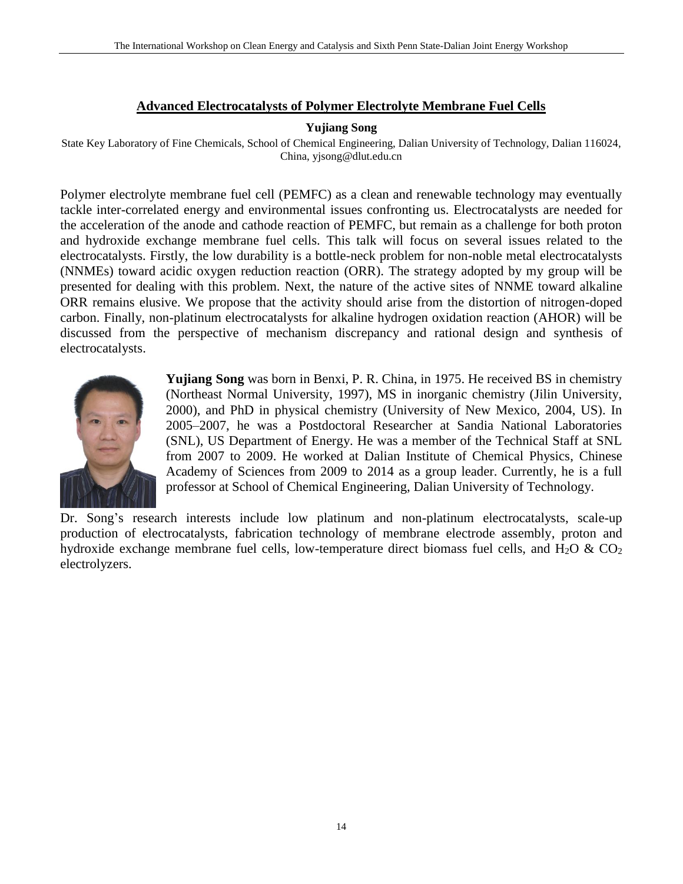## Advanced Electrocatalysts of Polymer Electrolyte Membrane Fuel Cells

**Yujiang Song**

State Key Laboratory of Fine Chemicals, School of Chemical Engineering, Dalian University of Technology, Dalian 116024, China, yjsong@dlut.edu.cn

Polymer electrolyte membrane fuel cell (PEMFC) as a clean and renewable technology may eventually tackle inter-correlated energy and environmental issues confronting us. Electrocatalysts are needed for the acceleration of the anode and cathode reaction of PEMFC, but remain as a challenge for both proton and hydroxide exchange membrane fuel cells. This talk will focus on several issues related to the electrocatalysts. Firstly, the low durability is a bottle-neck problem for non-noble metal electrocatalysts (NNMEs) toward acidic oxygen reduction reaction (ORR). The strategy adopted by my group will be presented for dealing with this problem. Next, the nature of the active sites of NNME toward alkaline ORR remains elusive. We propose that the activity should arise from the distortion of nitrogen-doped carbon. Finally, non-platinum electrocatalysts for alkaline hydrogen oxidation reaction (AHOR) will be discussed from the perspective of mechanism discrepancy and rational design and synthesis of electrocatalysts.

**Yujiang Song** was born in Benxi, P. R. China, in 1975. He received BS in chemistry (Northeast Normal University, 1997), MS in inorganic chemistry (Jilin University, 2000), and PhD in physical chemistry (University of New Mexico, 2004, US). In 2005–2007, he was a Postdoctoral Researcher at Sandia National Laboratories (SNL), US Department of Energy. He was a member of the Technical Staff at SNL from 2007 to 2009. He worked at Dalian Institute of Chemical Physics, Chinese Academy of Sciences from 2009 to 2014 as a group leader. Currently, he is a full professor at School of Chemical Engineering, Dalian University of Technology.

Dr. Song's research interests include low platinum and non-platinum electrocatalysts, scale-up production of electrocatalysts, fabrication technology of membrane electrode assembly, proton and hydroxide exchange membrane fuel cells, low-temperature direct biomass fuel cells, and $H_2O$ & $CO_2$ electrolyzers.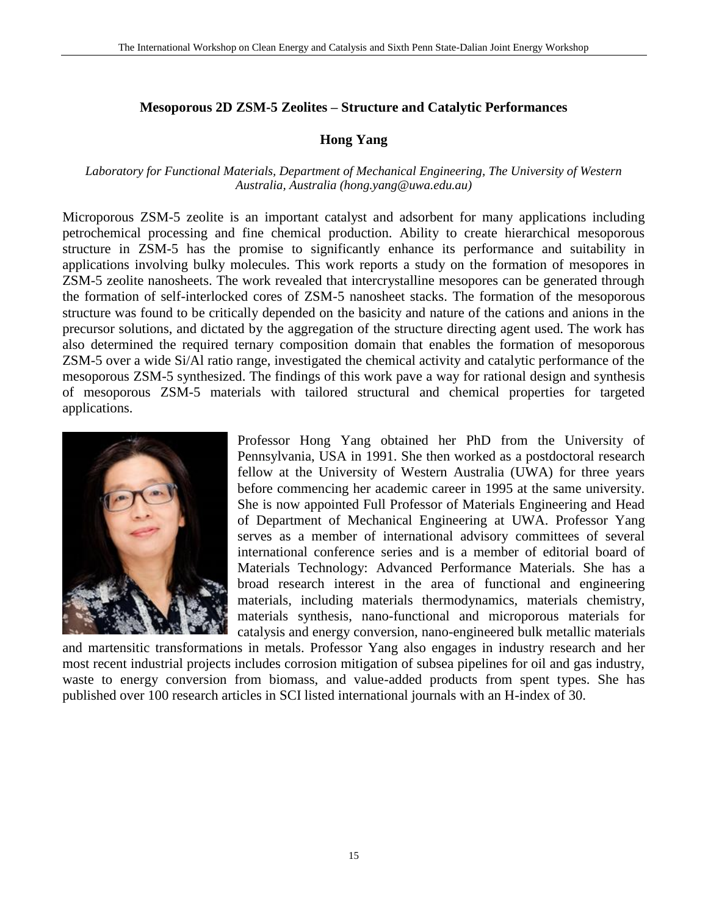## Mesoporous 2D ZSM-5 Zeolites – Structure and Catalytic Performances

**Hong Yang**

*Laboratory for Functional Materials, Department of Mechanical Engineering, The University of Western Australia, Australia (hong.yang@uwa.edu.au)*

Microporous ZSM-5 zeolite is an important catalyst and adsorbent for many applications including petrochemical processing and fine chemical production. Ability to create hierarchical mesoporous structure in ZSM-5 has the promise to significantly enhance its performance and suitability in applications involving bulky molecules. This work reports a study on the formation of mesopores in ZSM-5 zeolite nanosheets. The work revealed that intercrystalline mesopores can be generated through the formation of self-interlocked cores of ZSM-5 nanosheet stacks. The formation of the mesoporous structure was found to be critically depended on the basicity and nature of the cations and anions in the precursor solutions, and dictated by the aggregation of the structure directing agent used. The work has also determined the required ternary composition domain that enables the formation of mesoporous ZSM-5 over a wide Si/Al ratio range, investigated the chemical activity and catalytic performance of the mesoporous ZSM-5 synthesized. The findings of this work pave a way for rational design and synthesis of mesoporous ZSM-5 materials with tailored structural and chemical properties for targeted applications.

Professor Hong Yang obtained her PhD from the University of Pennsylvania, USA in 1991. She then worked as a postdoctoral research fellow at the University of Western Australia (UWA) for three years before commencing her academic career in 1995 at the same university. She is now appointed Full Professor of Materials Engineering and Head of Department of Mechanical Engineering at UWA. Professor Yang serves as a member of international advisory committees of several international conference series and is a member of editorial board of Materials Technology: Advanced Performance Materials. She has a broad research interest in the area of functional and engineering materials, including materials thermodynamics, materials chemistry, materials synthesis, nano-functional and microporous materials for catalysis and energy conversion, nano-engineered bulk metallic materials and martensitic transformations in metals. Professor Yang also engages in industry research and her most recent industrial projects includes corrosion mitigation of subsea pipelines for oil and gas industry, waste to energy conversion from biomass, and value-added products from spent types. She has published over 100 research articles in SCI listed international journals with an H-index of 30.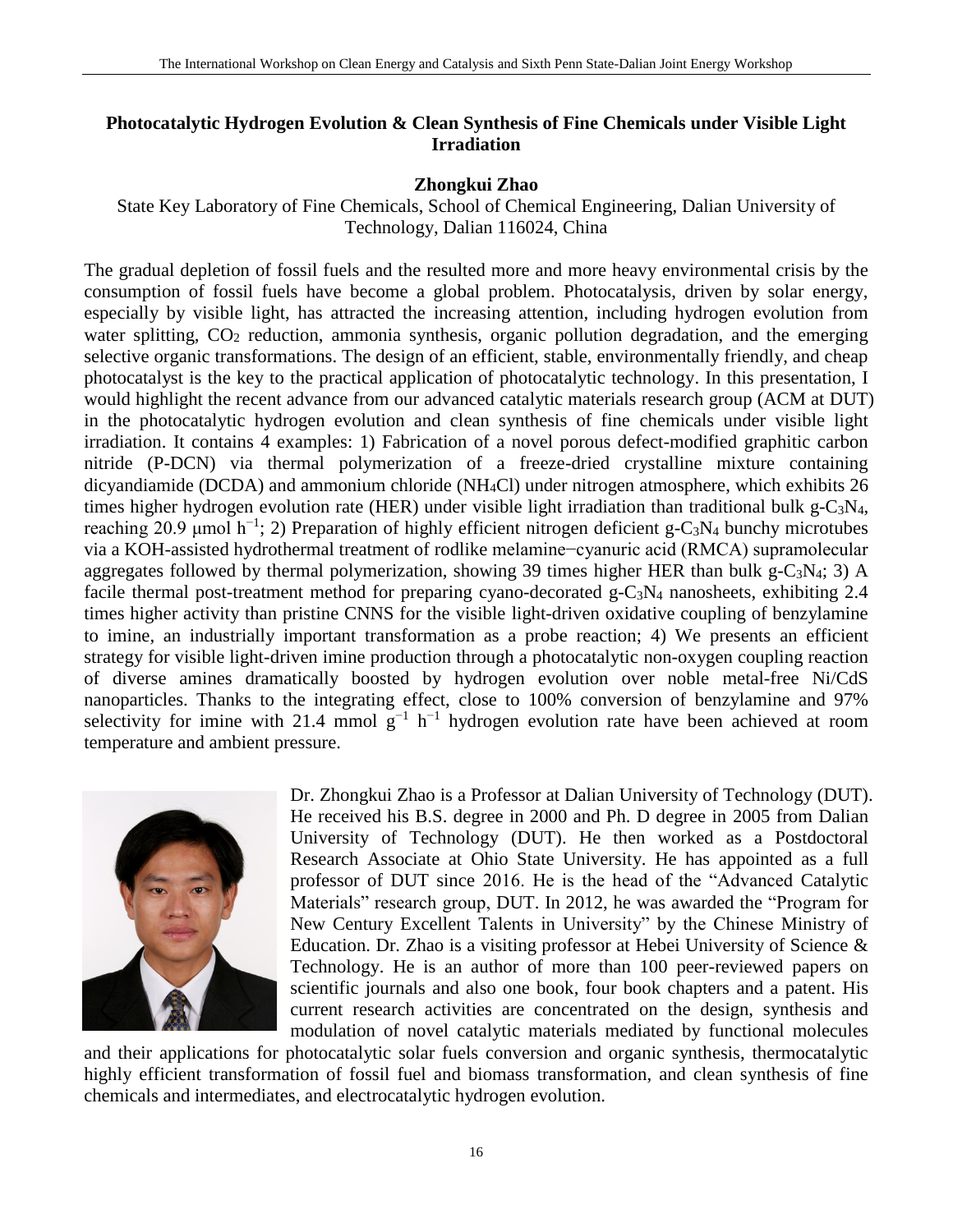## Photocatalytic Hydrogen Evolution & Clean Synthesis of Fine Chemicals under Visible Light Irradiation

**Zhongkui Zhao**

State Key Laboratory of Fine Chemicals, School of Chemical Engineering, Dalian University of Technology, Dalian 116024, China

The gradual depletion of fossil fuels and the resulted more and more heavy environmental crisis by the consumption of fossil fuels have become a global problem. Photocatalysis, driven by solar energy, especially by visible light, has attracted the increasing attention, including hydrogen evolution from water splitting, $CO_2$ reduction, ammonia synthesis, organic pollution degradation, and the emerging selective organic transformations. The design of an efficient, stable, environmentally friendly, and cheap photocatalyst is the key to the practical application of photocatalytic technology. In this presentation, I would highlight the recent advance from our advanced catalytic materials research group (ACM at DUT) in the photocatalytic hydrogen evolution and clean synthesis of fine chemicals under visible light irradiation. It contains 4 examples: 1) Fabrication of a novel porous defect-modified graphitic carbon nitride (P-DCN) via thermal polymerization of a freeze-dried crystalline mixture containing dicyandiamide (DCDA) and ammonium chloride ($NH_4Cl$) under nitrogen atmosphere, which exhibits 26 times higher hydrogen evolution rate (HER) under visible light irradiation than traditional bulk g-$C_3N_4$, reaching 20.9 μmol $h^{-1}$; 2) Preparation of highly efficient nitrogen deficient g-$C_3N_4$ bunchy microtubes via a KOH-assisted hydrothermal treatment of rodlike melamine−cyanuric acid (RMCA) supramolecular aggregates followed by thermal polymerization, showing 39 times higher HER than bulk g-$C_3N_4$; 3) A facile thermal post-treatment method for preparing cyano-decorated g-$C_3N_4$ nanosheets, exhibiting 2.4 times higher activity than pristine CNNS for the visible light-driven oxidative coupling of benzylamine to imine, an industrially important transformation as a probe reaction; 4) We presents an efficient strategy for visible light-driven imine production through a photocatalytic non-oxygen coupling reaction of diverse amines dramatically boosted by hydrogen evolution over noble metal-free Ni/CdS nanoparticles. Thanks to the integrating effect, close to 100% conversion of benzylamine and 97% selectivity for imine with 21.4 mmol $g^{-1}$ $h^{-1}$ hydrogen evolution rate have been achieved at room temperature and ambient pressure.

Dr. Zhongkui Zhao is a Professor at Dalian University of Technology (DUT). He received his B.S. degree in 2000 and Ph. D degree in 2005 from Dalian University of Technology (DUT). He then worked as a Postdoctoral Research Associate at Ohio State University. He has appointed as a full professor of DUT since 2016. He is the head of the "Advanced Catalytic Materials" research group, DUT. In 2012, he was awarded the "Program for New Century Excellent Talents in University" by the Chinese Ministry of Education. Dr. Zhao is a visiting professor at Hebei University of Science & Technology. He is an author of more than 100 peer-reviewed papers on scientific journals and also one book, four book chapters and a patent. His current research activities are concentrated on the design, synthesis and modulation of novel catalytic materials mediated by functional molecules and their applications for photocatalytic solar fuels conversion and organic synthesis, thermocatalytic highly efficient transformation of fossil fuel and biomass transformation, and clean synthesis of fine chemicals and intermediates, and electrocatalytic hydrogen evolution.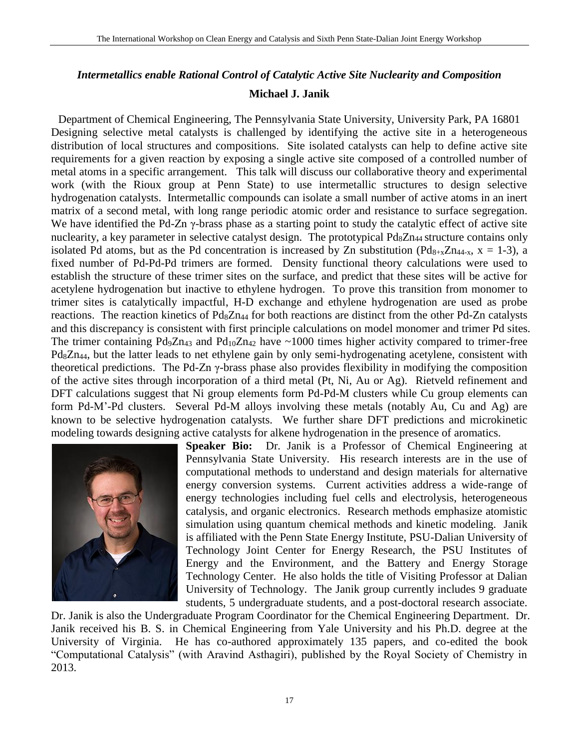## *Intermetallics enable Rational Control of Catalytic Active Site Nuclearity and Composition*

**Michael J. Janik**

Department of Chemical Engineering, The Pennsylvania State University, University Park, PA 16801

Designing selective metal catalysts is challenged by identifying the active site in a heterogeneous distribution of local structures and compositions. Site isolated catalysts can help to define active site requirements for a given reaction by exposing a single active site composed of a controlled number of metal atoms in a specific arrangement. This talk will discuss our collaborative theory and experimental work (with the Rioux group at Penn State) to use intermetallic structures to design selective hydrogenation catalysts. Intermetallic compounds can isolate a small number of active atoms in an inert matrix of a second metal, with long range periodic atomic order and resistance to surface segregation. We have identified the Pd-Zn γ-brass phase as a starting point to study the catalytic effect of active site nuclearity, a key parameter in selective catalyst design. The prototypical $Pd_8Zn_{44}$ structure contains only isolated Pd atoms, but as the Pd concentration is increased by Zn substitution ($Pd_{8+x}Zn_{44-x}$, x = 1-3), a fixed number of Pd-Pd-Pd trimers are formed. Density functional theory calculations were used to establish the structure of these trimer sites on the surface, and predict that these sites will be active for acetylene hydrogenation but inactive to ethylene hydrogen. To prove this transition from monomer to trimer sites is catalytically impactful, H-D exchange and ethylene hydrogenation are used as probe reactions. The reaction kinetics of $Pd_8Zn_{44}$ for both reactions are distinct from the other Pd-Zn catalysts and this discrepancy is consistent with first principle calculations on model monomer and trimer Pd sites. The trimer containing $Pd_9Zn_{43}$ and $Pd_{10}Zn_{42}$ have ~1000 times higher activity compared to trimer-free $Pd_8Zn_{44}$, but the latter leads to net ethylene gain by only semi-hydrogenating acetylene, consistent with theoretical predictions. The Pd-Zn γ-brass phase also provides flexibility in modifying the composition of the active sites through incorporation of a third metal (Pt, Ni, Au or Ag). Rietveld refinement and DFT calculations suggest that Ni group elements form Pd-Pd-M clusters while Cu group elements can form Pd-M'-Pd clusters. Several Pd-M alloys involving these metals (notably Au, Cu and Ag) are known to be selective hydrogenation catalysts. We further share DFT predictions and microkinetic modeling towards designing active catalysts for alkene hydrogenation in the presence of aromatics.

**Speaker Bio:** Dr. Janik is a Professor of Chemical Engineering at Pennsylvania State University. His research interests are in the use of computational methods to understand and design materials for alternative energy conversion systems. Current activities address a wide-range of energy technologies including fuel cells and electrolysis, heterogeneous catalysis, and organic electronics. Research methods emphasize atomistic simulation using quantum chemical methods and kinetic modeling. Janik is affiliated with the Penn State Energy Institute, PSU-Dalian University of Technology Joint Center for Energy Research, the PSU Institutes of Energy and the Environment, and the Battery and Energy Storage Technology Center. He also holds the title of Visiting Professor at Dalian University of Technology. The Janik group currently includes 9 graduate students, 5 undergraduate students, and a post-doctoral research associate. Dr. Janik is also the Undergraduate Program Coordinator for the Chemical Engineering Department. Dr. Janik received his B. S. in Chemical Engineering from Yale University and his Ph.D. degree at the University of Virginia. He has co-authored approximately 135 papers, and co-edited the book "Computational Catalysis" (with Aravind Asthagiri), published by the Royal Society of Chemistry in 2013.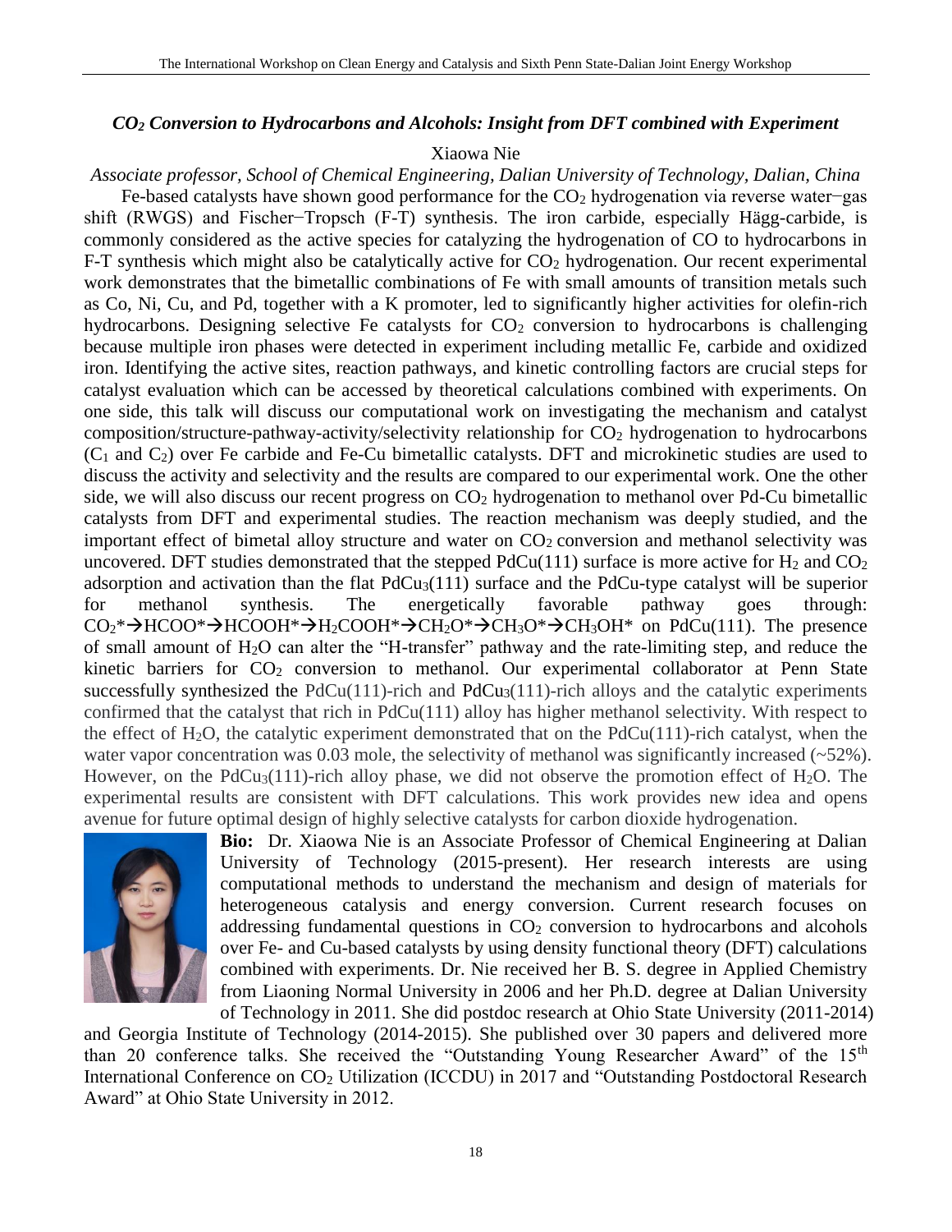### *$CO_2$ Conversion to Hydrocarbons and Alcohols: Insight from DFT combined with Experiment*

Xiaowa Nie

*Associate professor, School of Chemical Engineering, Dalian University of Technology, Dalian, China*

Fe-based catalysts have shown good performance for the $CO_2$ hydrogenation via reverse water−gas shift (RWGS) and Fischer−Tropsch (F-T) synthesis. The iron carbide, especially Hägg-carbide, is commonly considered as the active species for catalyzing the hydrogenation of CO to hydrocarbons in F-T synthesis which might also be catalytically active for $CO_2$ hydrogenation. Our recent experimental work demonstrates that the bimetallic combinations of Fe with small amounts of transition metals such as Co, Ni, Cu, and Pd, together with a K promoter, led to significantly higher activities for olefin-rich hydrocarbons. Designing selective Fe catalysts for $CO_2$ conversion to hydrocarbons is challenging because multiple iron phases were detected in experiment including metallic Fe, carbide and oxidized iron. Identifying the active sites, reaction pathways, and kinetic controlling factors are crucial steps for catalyst evaluation which can be accessed by theoretical calculations combined with experiments. On one side, this talk will discuss our computational work on investigating the mechanism and catalyst composition/structure-pathway-activity/selectivity relationship for $CO_2$ hydrogenation to hydrocarbons ($C_1$ and $C_2$) over Fe carbide and Fe-Cu bimetallic catalysts. DFT and microkinetic studies are used to discuss the activity and selectivity and the results are compared to our experimental work. One the other side, we will also discuss our recent progress on $CO_2$ hydrogenation to methanol over Pd-Cu bimetallic catalysts from DFT and experimental studies. The reaction mechanism was deeply studied, and the important effect of bimetal alloy structure and water on $CO_2$ conversion and methanol selectivity was uncovered. DFT studies demonstrated that the stepped PdCu(111) surface is more active for $H_2$ and $CO_2$ adsorption and activation than the flat $PdCu_3$(111) surface and the PdCu-type catalyst will be superior for methanol synthesis. The energetically favorable pathway goes through: $CO_2* \rightarrow HCOO* \rightarrow HCOOH* \rightarrow H_2COOH* \rightarrow CH_2O* \rightarrow CH_3O* \rightarrow CH_3OH*$ on PdCu(111). The presence of small amount of $H_2O$ can alter the "H-transfer" pathway and the rate-limiting step, and reduce the kinetic barriers for $CO_2$ conversion to methanol. Our experimental collaborator at Penn State successfully synthesized the PdCu(111)-rich and $PdCu_3$(111)-rich alloys and the catalytic experiments confirmed that the catalyst that rich in PdCu(111) alloy has higher methanol selectivity. With respect to the effect of $H_2O$, the catalytic experiment demonstrated that on the PdCu(111)-rich catalyst, when the water vapor concentration was 0.03 mole, the selectivity of methanol was significantly increased (~52%). However, on the $PdCu_3$(111)-rich alloy phase, we did not observe the promotion effect of $H_2O$. The experimental results are consistent with DFT calculations. This work provides new idea and opens avenue for future optimal design of highly selective catalysts for carbon dioxide hydrogenation.

**Bio:** Dr. Xiaowa Nie is an Associate Professor of Chemical Engineering at Dalian University of Technology (2015-present). Her research interests are using computational methods to understand the mechanism and design of materials for heterogeneous catalysis and energy conversion. Current research focuses on addressing fundamental questions in $CO_2$ conversion to hydrocarbons and alcohols over Fe- and Cu-based catalysts by using density functional theory (DFT) calculations combined with experiments. Dr. Nie received her B. S. degree in Applied Chemistry from Liaoning Normal University in 2006 and her Ph.D. degree at Dalian University of Technology in 2011. She did postdoc research at Ohio State University (2011-2014) and Georgia Institute of Technology (2014-2015). She published over 30 papers and delivered more than 20 conference talks. She received the "Outstanding Young Researcher Award" of the 15th International Conference on $CO_2$ Utilization (ICCDU) in 2017 and "Outstanding Postdoctoral Research Award" at Ohio State University in 2012.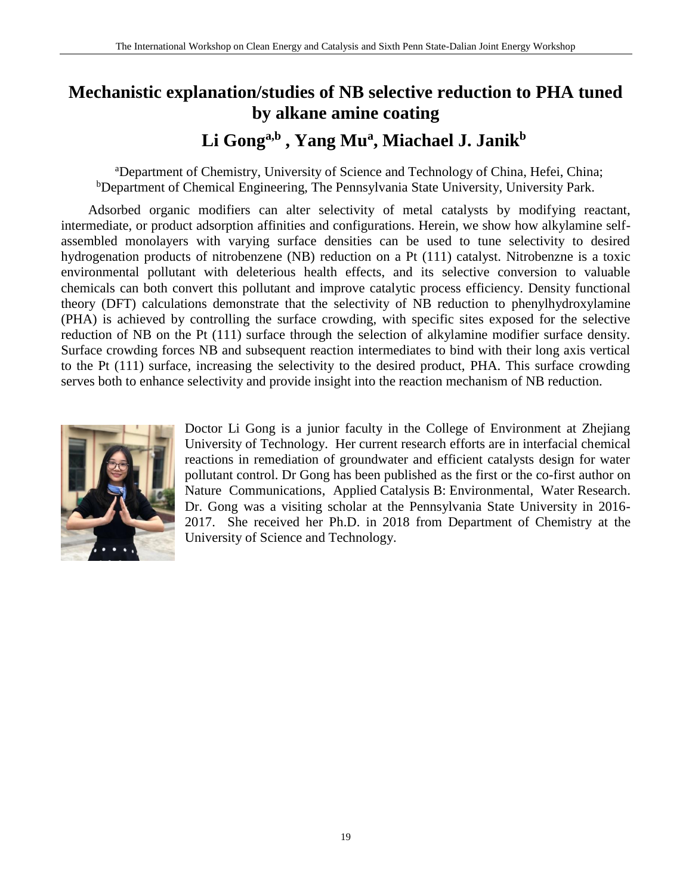# Mechanistic explanation/studies of NB selective reduction to PHA tuned by alkane amine coating

## Li Gong[a,b] , Yang Mu[a], Miachael J. Janik[b]

[a]Department of Chemistry, University of Science and Technology of China, Hefei, China;
[b]Department of Chemical Engineering, The Pennsylvania State University, University Park.

Adsorbed organic modifiers can alter selectivity of metal catalysts by modifying reactant, intermediate, or product adsorption affinities and configurations. Herein, we show how alkylamine self-assembled monolayers with varying surface densities can be used to tune selectivity to desired hydrogenation products of nitrobenzene (NB) reduction on a Pt (111) catalyst. Nitrobenzne is a toxic environmental pollutant with deleterious health effects, and its selective conversion to valuable chemicals can both convert this pollutant and improve catalytic process efficiency. Density functional theory (DFT) calculations demonstrate that the selectivity of NB reduction to phenylhydroxylamine (PHA) is achieved by controlling the surface crowding, with specific sites exposed for the selective reduction of NB on the Pt (111) surface through the selection of alkylamine modifier surface density. Surface crowding forces NB and subsequent reaction intermediates to bind with their long axis vertical to the Pt (111) surface, increasing the selectivity to the desired product, PHA. This surface crowding serves both to enhance selectivity and provide insight into the reaction mechanism of NB reduction.

Doctor Li Gong is a junior faculty in the College of Environment at Zhejiang University of Technology. Her current research efforts are in interfacial chemical reactions in remediation of groundwater and efficient catalysts design for water pollutant control. Dr Gong has been published as the first or the co-first author on Nature Communications, Applied Catalysis B: Environmental, Water Research. Dr. Gong was a visiting scholar at the Pennsylvania State University in 2016-2017. She received her Ph.D. in 2018 from Department of Chemistry at the University of Science and Technology.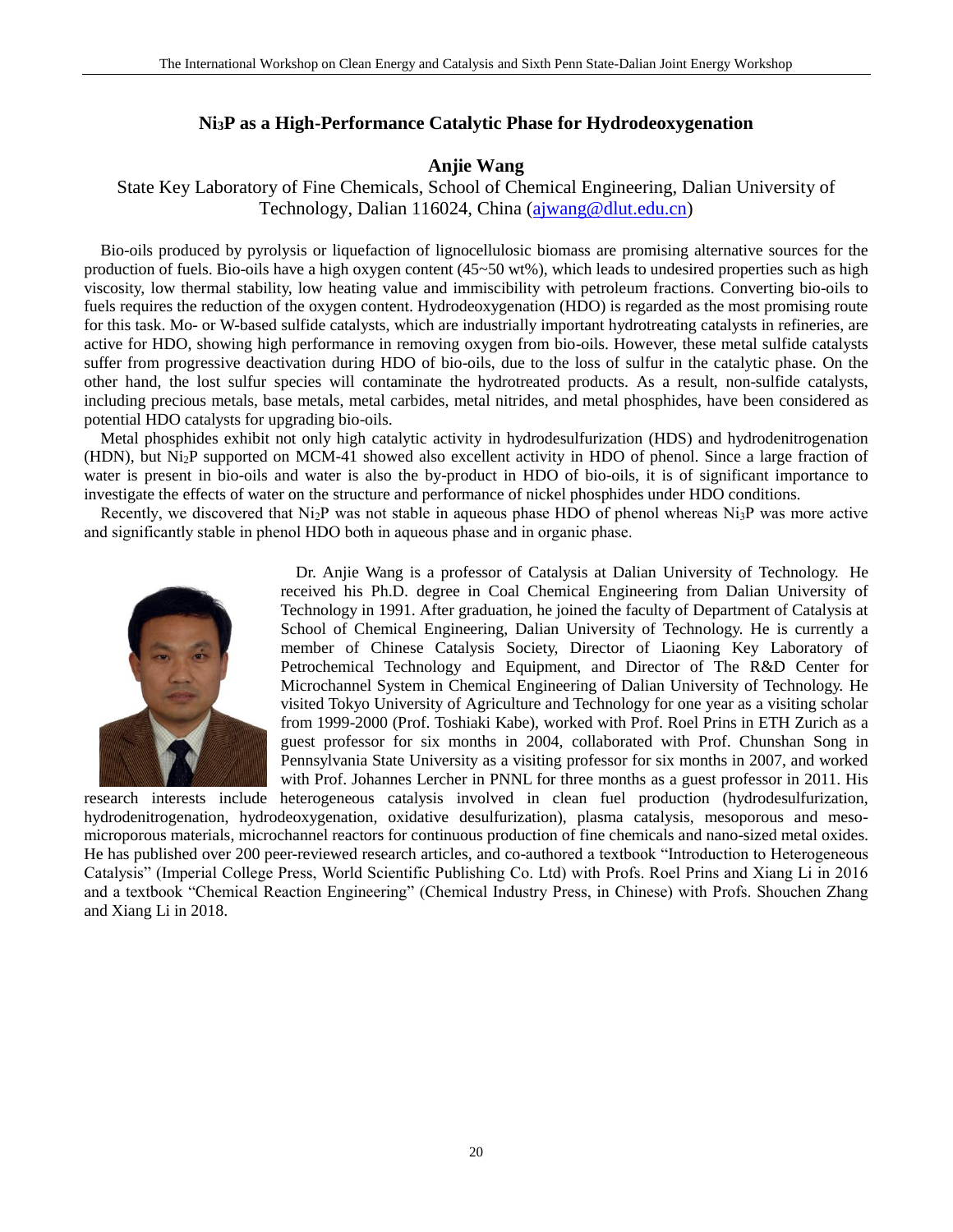## $Ni_3P$ as a High-Performance Catalytic Phase for Hydrodeoxygenation

### Anjie Wang

State Key Laboratory of Fine Chemicals, School of Chemical Engineering, Dalian University of Technology, Dalian 116024, China (ajwang@dlut.edu.cn)

Bio-oils produced by pyrolysis or liquefaction of lignocellulosic biomass are promising alternative sources for the production of fuels. Bio-oils have a high oxygen content (45~50 wt%), which leads to undesired properties such as high viscosity, low thermal stability, low heating value and immiscibility with petroleum fractions. Converting bio-oils to fuels requires the reduction of the oxygen content. Hydrodeoxygenation (HDO) is regarded as the most promising route for this task. Mo- or W-based sulfide catalysts, which are industrially important hydrotreating catalysts in refineries, are active for HDO, showing high performance in removing oxygen from bio-oils. However, these metal sulfide catalysts suffer from progressive deactivation during HDO of bio-oils, due to the loss of sulfur in the catalytic phase. On the other hand, the lost sulfur species will contaminate the hydrotreated products. As a result, non-sulfide catalysts, including precious metals, base metals, metal carbides, metal nitrides, and metal phosphides, have been considered as potential HDO catalysts for upgrading bio-oils.

Metal phosphides exhibit not only high catalytic activity in hydrodesulfurization (HDS) and hydrodenitrogenation (HDN), but $Ni_2P$ supported on MCM-41 showed also excellent activity in HDO of phenol. Since a large fraction of water is present in bio-oils and water is also the by-product in HDO of bio-oils, it is of significant importance to investigate the effects of water on the structure and performance of nickel phosphides under HDO conditions.

Recently, we discovered that $Ni_2P$ was not stable in aqueous phase HDO of phenol whereas $Ni_3P$ was more active and significantly stable in phenol HDO both in aqueous phase and in organic phase.

Dr. Anjie Wang is a professor of Catalysis at Dalian University of Technology. He received his Ph.D. degree in Coal Chemical Engineering from Dalian University of Technology in 1991. After graduation, he joined the faculty of Department of Catalysis at School of Chemical Engineering, Dalian University of Technology. He is currently a member of Chinese Catalysis Society, Director of Liaoning Key Laboratory of Petrochemical Technology and Equipment, and Director of The R&D Center for Microchannel System in Chemical Engineering of Dalian University of Technology. He visited Tokyo University of Agriculture and Technology for one year as a visiting scholar from 1999-2000 (Prof. Toshiaki Kabe), worked with Prof. Roel Prins in ETH Zurich as a guest professor for six months in 2004, collaborated with Prof. Chunshan Song in Pennsylvania State University as a visiting professor for six months in 2007, and worked with Prof. Johannes Lercher in PNNL for three months as a guest professor in 2011. His research interests include heterogeneous catalysis involved in clean fuel production (hydrodesulfurization, hydrodenitrogenation, hydrodeoxygenation, oxidative desulfurization), plasma catalysis, mesoporous and meso-microporous materials, microchannel reactors for continuous production of fine chemicals and nano-sized metal oxides. He has published over 200 peer-reviewed research articles, and co-authored a textbook "Introduction to Heterogeneous Catalysis" (Imperial College Press, World Scientific Publishing Co. Ltd) with Profs. Roel Prins and Xiang Li in 2016 and a textbook "Chemical Reaction Engineering" (Chemical Industry Press, in Chinese) with Profs. Shouchen Zhang and Xiang Li in 2018.